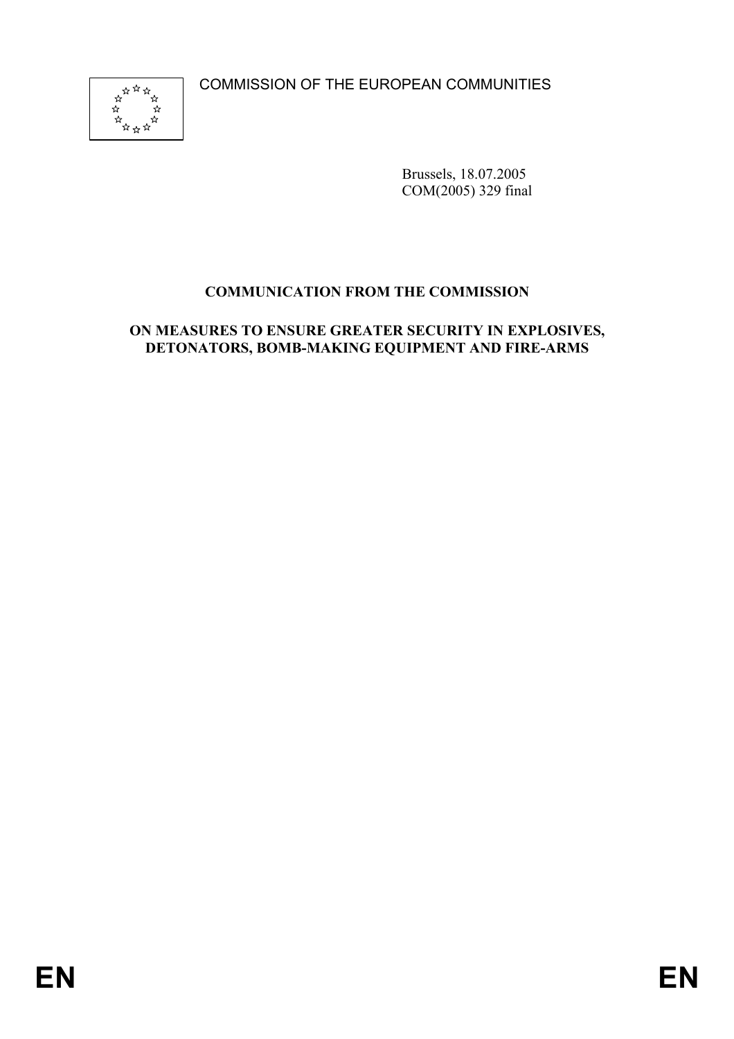COMMISSION OF THE EUROPEAN COMMUNITIES

Brussels, 18.07.2005
COM(2005) 329 final

# COMMUNICATION FROM THE COMMISSION

## ON MEASURES TO ENSURE GREATER SECURITY IN EXPLOSIVES, DETONATORS, BOMB-MAKING EQUIPMENT AND FIRE-ARMS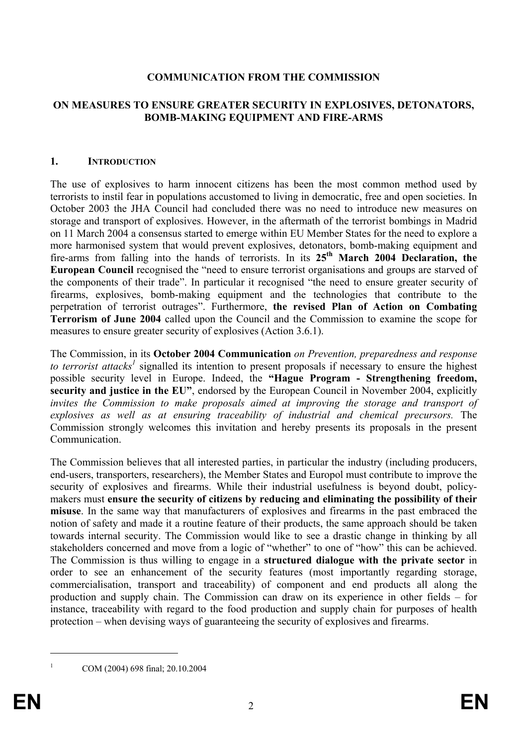# COMMUNICATION FROM THE COMMISSION

## ON MEASURES TO ENSURE GREATER SECURITY IN EXPLOSIVES, DETONATORS, BOMB-MAKING EQUIPMENT AND FIRE-ARMS

### 1. INTRODUCTION

The use of explosives to harm innocent citizens has been the most common method used by terrorists to instil fear in populations accustomed to living in democratic, free and open societies. In October 2003 the JHA Council had concluded there was no need to introduce new measures on storage and transport of explosives. However, in the aftermath of the terrorist bombings in Madrid on 11 March 2004 a consensus started to emerge within EU Member States for the need to explore a more harmonised system that would prevent explosives, detonators, bomb-making equipment and fire-arms from falling into the hands of terrorists. In its **25th March 2004 Declaration, the European Council** recognised the "need to ensure terrorist organisations and groups are starved of the components of their trade". In particular it recognised "the need to ensure greater security of firearms, explosives, bomb-making equipment and the technologies that contribute to the perpetration of terrorist outrages". Furthermore, **the revised Plan of Action on Combating Terrorism of June 2004** called upon the Council and the Commission to examine the scope for measures to ensure greater security of explosives (Action 3.6.1).

The Commission, in its **October 2004 Communication** *on Prevention, preparedness and response to terrorist attacks*[1] signalled its intention to present proposals if necessary to ensure the highest possible security level in Europe. Indeed, the **"Hague Program - Strengthening freedom, security and justice in the EU"**, endorsed by the European Council in November 2004, explicitly *invites the Commission to make proposals aimed at improving the storage and transport of explosives as well as at ensuring traceability of industrial and chemical precursors.* The Commission strongly welcomes this invitation and hereby presents its proposals in the present Communication.

The Commission believes that all interested parties, in particular the industry (including producers, end-users, transporters, researchers), the Member States and Europol must contribute to improve the security of explosives and firearms. While their industrial usefulness is beyond doubt, policy-makers must **ensure the security of citizens by reducing and eliminating the possibility of their misuse**. In the same way that manufacturers of explosives and firearms in the past embraced the notion of safety and made it a routine feature of their products, the same approach should be taken towards internal security. The Commission would like to see a drastic change in thinking by all stakeholders concerned and move from a logic of "whether" to one of "how" this can be achieved. The Commission is thus willing to engage in a **structured dialogue with the private sector** in order to see an enhancement of the security features (most importantly regarding storage, commercialisation, transport and traceability) of component and end products all along the production and supply chain. The Commission can draw on its experience in other fields – for instance, traceability with regard to the food production and supply chain for purposes of health protection – when devising ways of guaranteeing the security of explosives and firearms.

[1] COM (2004) 698 final; 20.10.2004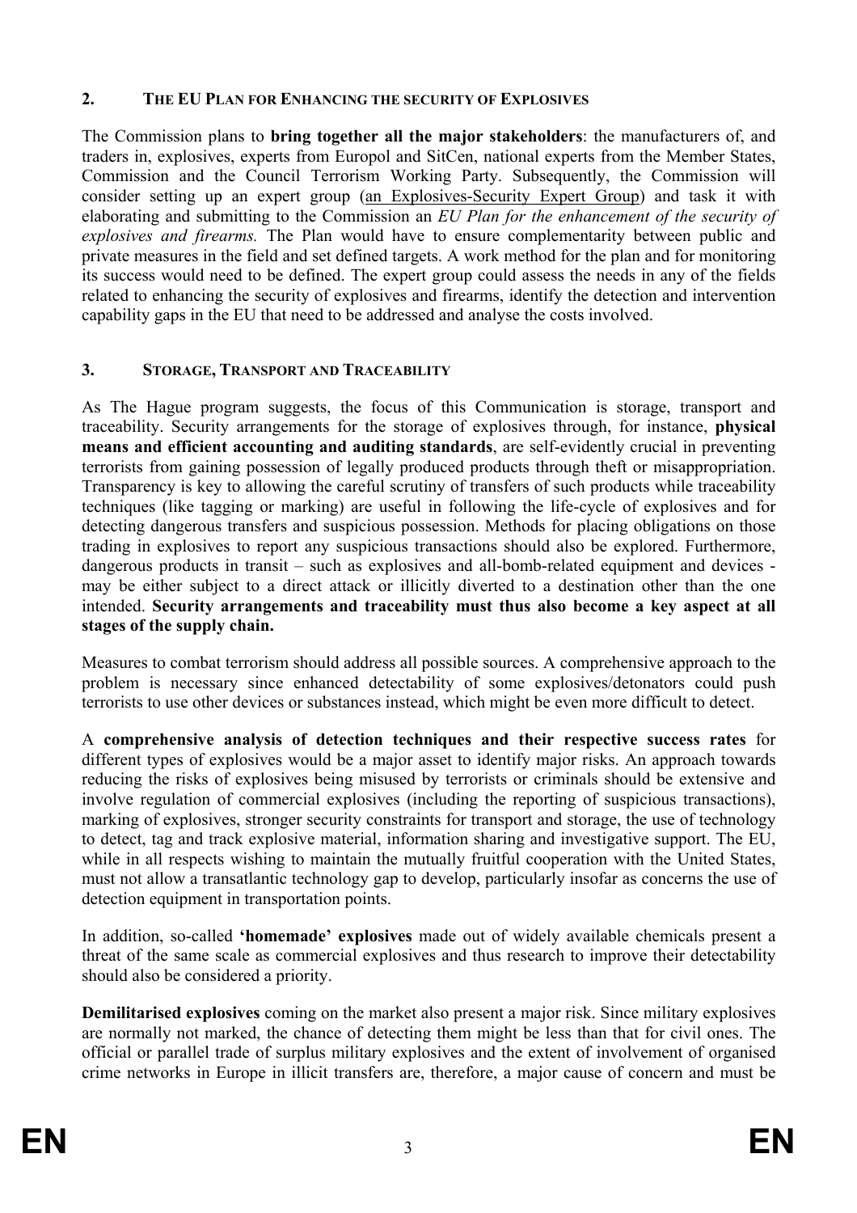## 2. THE EU PLAN FOR ENHANCING THE SECURITY OF EXPLOSIVES

The Commission plans to **bring together all the major stakeholders**: the manufacturers of, and traders in, explosives, experts from Europol and SitCen, national experts from the Member States, Commission and the Council Terrorism Working Party. Subsequently, the Commission will consider setting up an expert group (an Explosives-Security Expert Group) and task it with elaborating and submitting to the Commission an *EU Plan for the enhancement of the security of explosives and firearms.* The Plan would have to ensure complementarity between public and private measures in the field and set defined targets. A work method for the plan and for monitoring its success would need to be defined. The expert group could assess the needs in any of the fields related to enhancing the security of explosives and firearms, identify the detection and intervention capability gaps in the EU that need to be addressed and analyse the costs involved.

## 3. STORAGE, TRANSPORT AND TRACEABILITY

As The Hague program suggests, the focus of this Communication is storage, transport and traceability. Security arrangements for the storage of explosives through, for instance, **physical means and efficient accounting and auditing standards**, are self-evidently crucial in preventing terrorists from gaining possession of legally produced products through theft or misappropriation. Transparency is key to allowing the careful scrutiny of transfers of such products while traceability techniques (like tagging or marking) are useful in following the life-cycle of explosives and for detecting dangerous transfers and suspicious possession. Methods for placing obligations on those trading in explosives to report any suspicious transactions should also be explored. Furthermore, dangerous products in transit – such as explosives and all-bomb-related equipment and devices - may be either subject to a direct attack or illicitly diverted to a destination other than the one intended. **Security arrangements and traceability must thus also become a key aspect at all stages of the supply chain.**

Measures to combat terrorism should address all possible sources. A comprehensive approach to the problem is necessary since enhanced detectability of some explosives/detonators could push terrorists to use other devices or substances instead, which might be even more difficult to detect.

A **comprehensive analysis of detection techniques and their respective success rates** for different types of explosives would be a major asset to identify major risks. An approach towards reducing the risks of explosives being misused by terrorists or criminals should be extensive and involve regulation of commercial explosives (including the reporting of suspicious transactions), marking of explosives, stronger security constraints for transport and storage, the use of technology to detect, tag and track explosive material, information sharing and investigative support. The EU, while in all respects wishing to maintain the mutually fruitful cooperation with the United States, must not allow a transatlantic technology gap to develop, particularly insofar as concerns the use of detection equipment in transportation points.

In addition, so-called **'homemade' explosives** made out of widely available chemicals present a threat of the same scale as commercial explosives and thus research to improve their detectability should also be considered a priority.

**Demilitarised explosives** coming on the market also present a major risk. Since military explosives are normally not marked, the chance of detecting them might be less than that for civil ones. The official or parallel trade of surplus military explosives and the extent of involvement of organised crime networks in Europe in illicit transfers are, therefore, a major cause of concern and must be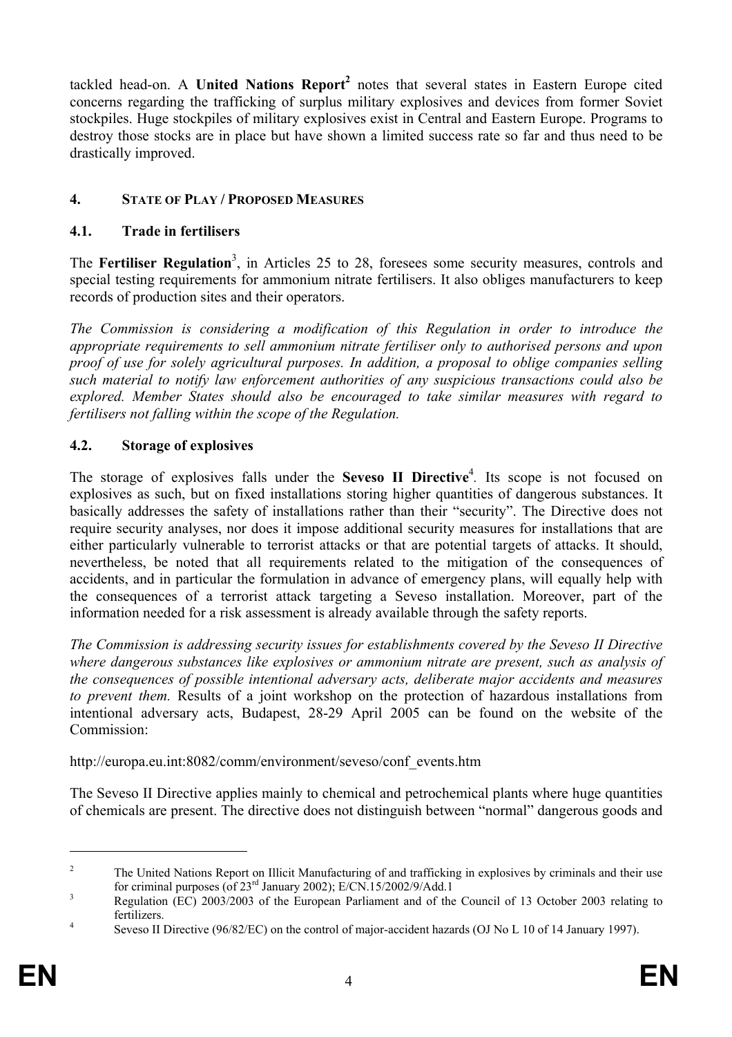tackled head-on. A **United Nations Report**[2] notes that several states in Eastern Europe cited concerns regarding the trafficking of surplus military explosives and devices from former Soviet stockpiles. Huge stockpiles of military explosives exist in Central and Eastern Europe. Programs to destroy those stocks are in place but have shown a limited success rate so far and thus need to be drastically improved.

## 4. STATE OF PLAY / PROPOSED MEASURES

### 4.1. Trade in fertilisers

The **Fertiliser Regulation**[3], in Articles 25 to 28, foresees some security measures, controls and special testing requirements for ammonium nitrate fertilisers. It also obliges manufacturers to keep records of production sites and their operators.

*The Commission is considering a modification of this Regulation in order to introduce the appropriate requirements to sell ammonium nitrate fertiliser only to authorised persons and upon proof of use for solely agricultural purposes. In addition, a proposal to oblige companies selling such material to notify law enforcement authorities of any suspicious transactions could also be explored. Member States should also be encouraged to take similar measures with regard to fertilisers not falling within the scope of the Regulation.*

### 4.2. Storage of explosives

The storage of explosives falls under the **Seveso II Directive**[4]. Its scope is not focused on explosives as such, but on fixed installations storing higher quantities of dangerous substances. It basically addresses the safety of installations rather than their "security". The Directive does not require security analyses, nor does it impose additional security measures for installations that are either particularly vulnerable to terrorist attacks or that are potential targets of attacks. It should, nevertheless, be noted that all requirements related to the mitigation of the consequences of accidents, and in particular the formulation in advance of emergency plans, will equally help with the consequences of a terrorist attack targeting a Seveso installation. Moreover, part of the information needed for a risk assessment is already available through the safety reports.

*The Commission is addressing security issues for establishments covered by the Seveso II Directive where dangerous substances like explosives or ammonium nitrate are present, such as analysis of the consequences of possible intentional adversary acts, deliberate major accidents and measures to prevent them.* Results of a joint workshop on the protection of hazardous installations from intentional adversary acts, Budapest, 28-29 April 2005 can be found on the website of the Commission:

http://europa.eu.int:8082/comm/environment/seveso/conf_events.htm

The Seveso II Directive applies mainly to chemical and petrochemical plants where huge quantities of chemicals are present. The directive does not distinguish between "normal" dangerous goods and

---

[2] The United Nations Report on Illicit Manufacturing of and trafficking in explosives by criminals and their use for criminal purposes (of 23rd January 2002); E/CN.15/2002/9/Add.1

[3] Regulation (EC) 2003/2003 of the European Parliament and of the Council of 13 October 2003 relating to fertilizers.

[4] Seveso II Directive (96/82/EC) on the control of major-accident hazards (OJ No L 10 of 14 January 1997).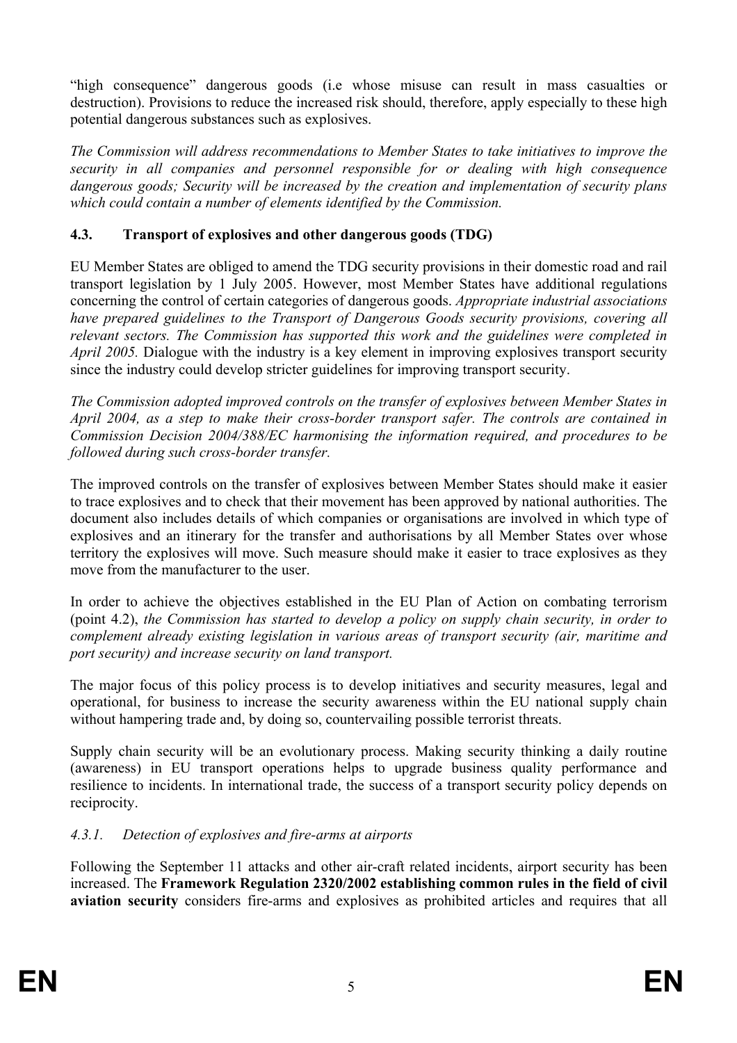"high consequence" dangerous goods (i.e whose misuse can result in mass casualties or destruction). Provisions to reduce the increased risk should, therefore, apply especially to these high potential dangerous substances such as explosives.

*The Commission will address recommendations to Member States to take initiatives to improve the security in all companies and personnel responsible for or dealing with high consequence dangerous goods; Security will be increased by the creation and implementation of security plans which could contain a number of elements identified by the Commission.*

### 4.3. Transport of explosives and other dangerous goods (TDG)

EU Member States are obliged to amend the TDG security provisions in their domestic road and rail transport legislation by 1 July 2005. However, most Member States have additional regulations concerning the control of certain categories of dangerous goods. *Appropriate industrial associations have prepared guidelines to the Transport of Dangerous Goods security provisions, covering all relevant sectors. The Commission has supported this work and the guidelines were completed in April 2005.* Dialogue with the industry is a key element in improving explosives transport security since the industry could develop stricter guidelines for improving transport security.

*The Commission adopted improved controls on the transfer of explosives between Member States in April 2004, as a step to make their cross-border transport safer. The controls are contained in Commission Decision 2004/388/EC harmonising the information required, and procedures to be followed during such cross-border transfer.*

The improved controls on the transfer of explosives between Member States should make it easier to trace explosives and to check that their movement has been approved by national authorities. The document also includes details of which companies or organisations are involved in which type of explosives and an itinerary for the transfer and authorisations by all Member States over whose territory the explosives will move. Such measure should make it easier to trace explosives as they move from the manufacturer to the user.

In order to achieve the objectives established in the EU Plan of Action on combating terrorism (point 4.2), *the Commission has started to develop a policy on supply chain security, in order to complement already existing legislation in various areas of transport security (air, maritime and port security) and increase security on land transport.*

The major focus of this policy process is to develop initiatives and security measures, legal and operational, for business to increase the security awareness within the EU national supply chain without hampering trade and, by doing so, countervailing possible terrorist threats.

Supply chain security will be an evolutionary process. Making security thinking a daily routine (awareness) in EU transport operations helps to upgrade business quality performance and resilience to incidents. In international trade, the success of a transport security policy depends on reciprocity.

#### *4.3.1. Detection of explosives and fire-arms at airports*

Following the September 11 attacks and other air-craft related incidents, airport security has been increased. The **Framework Regulation 2320/2002 establishing common rules in the field of civil aviation security** considers fire-arms and explosives as prohibited articles and requires that all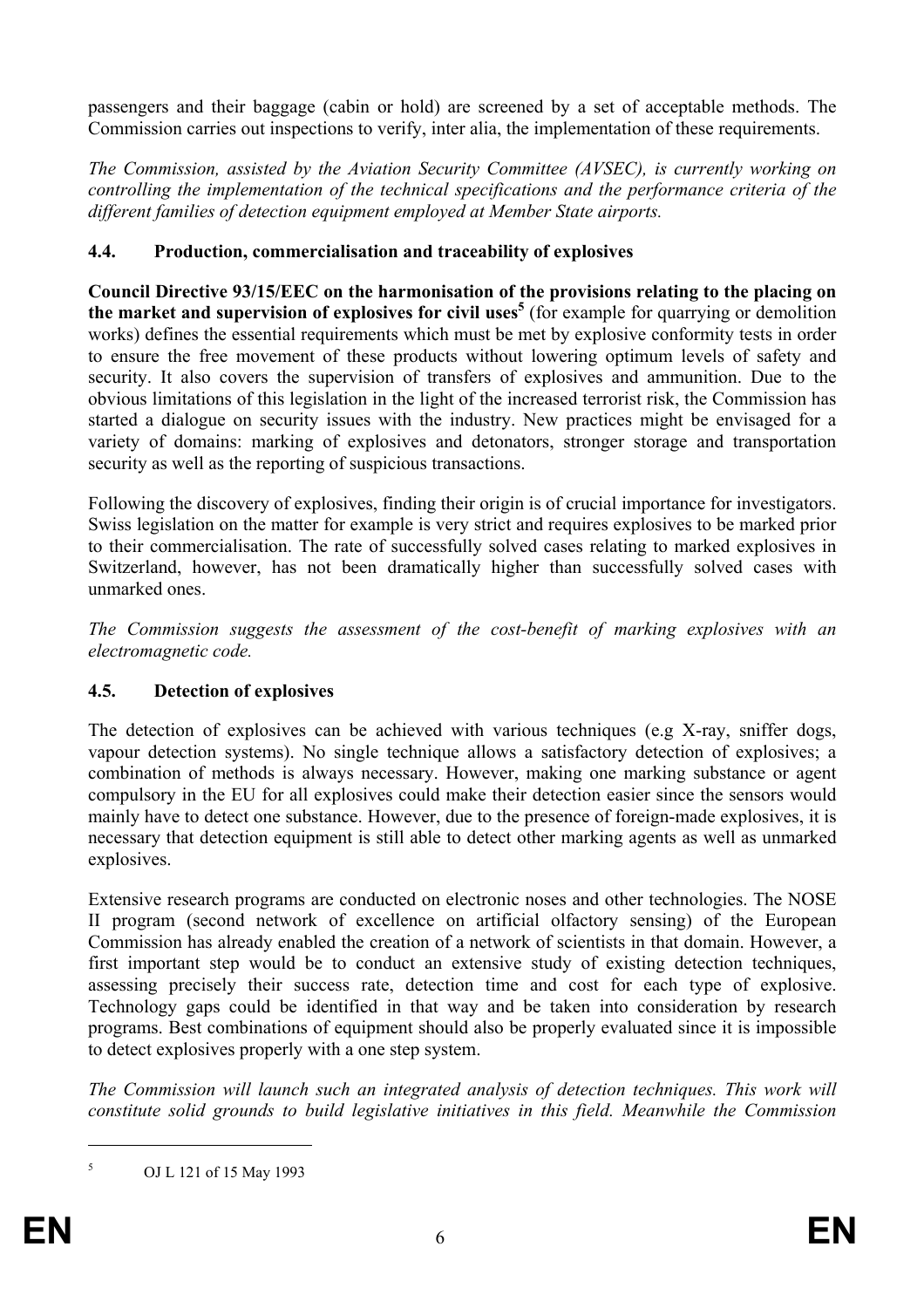passengers and their baggage (cabin or hold) are screened by a set of acceptable methods. The Commission carries out inspections to verify, inter alia, the implementation of these requirements.

*The Commission, assisted by the Aviation Security Committee (AVSEC), is currently working on controlling the implementation of the technical specifications and the performance criteria of the different families of detection equipment employed at Member State airports.*

### 4.4. Production, commercialisation and traceability of explosives

**Council Directive 93/15/EEC on the harmonisation of the provisions relating to the placing on the market and supervision of explosives for civil uses**[5] (for example for quarrying or demolition works) defines the essential requirements which must be met by explosive conformity tests in order to ensure the free movement of these products without lowering optimum levels of safety and security. It also covers the supervision of transfers of explosives and ammunition. Due to the obvious limitations of this legislation in the light of the increased terrorist risk, the Commission has started a dialogue on security issues with the industry. New practices might be envisaged for a variety of domains: marking of explosives and detonators, stronger storage and transportation security as well as the reporting of suspicious transactions.

Following the discovery of explosives, finding their origin is of crucial importance for investigators. Swiss legislation on the matter for example is very strict and requires explosives to be marked prior to their commercialisation. The rate of successfully solved cases relating to marked explosives in Switzerland, however, has not been dramatically higher than successfully solved cases with unmarked ones.

*The Commission suggests the assessment of the cost-benefit of marking explosives with an electromagnetic code.*

### 4.5. Detection of explosives

The detection of explosives can be achieved with various techniques (e.g X-ray, sniffer dogs, vapour detection systems). No single technique allows a satisfactory detection of explosives; a combination of methods is always necessary. However, making one marking substance or agent compulsory in the EU for all explosives could make their detection easier since the sensors would mainly have to detect one substance. However, due to the presence of foreign-made explosives, it is necessary that detection equipment is still able to detect other marking agents as well as unmarked explosives.

Extensive research programs are conducted on electronic noses and other technologies. The NOSE II program (second network of excellence on artificial olfactory sensing) of the European Commission has already enabled the creation of a network of scientists in that domain. However, a first important step would be to conduct an extensive study of existing detection techniques, assessing precisely their success rate, detection time and cost for each type of explosive. Technology gaps could be identified in that way and be taken into consideration by research programs. Best combinations of equipment should also be properly evaluated since it is impossible to detect explosives properly with a one step system.

*The Commission will launch such an integrated analysis of detection techniques. This work will constitute solid grounds to build legislative initiatives in this field. Meanwhile the Commission*

---

[5] OJ L 121 of 15 May 1993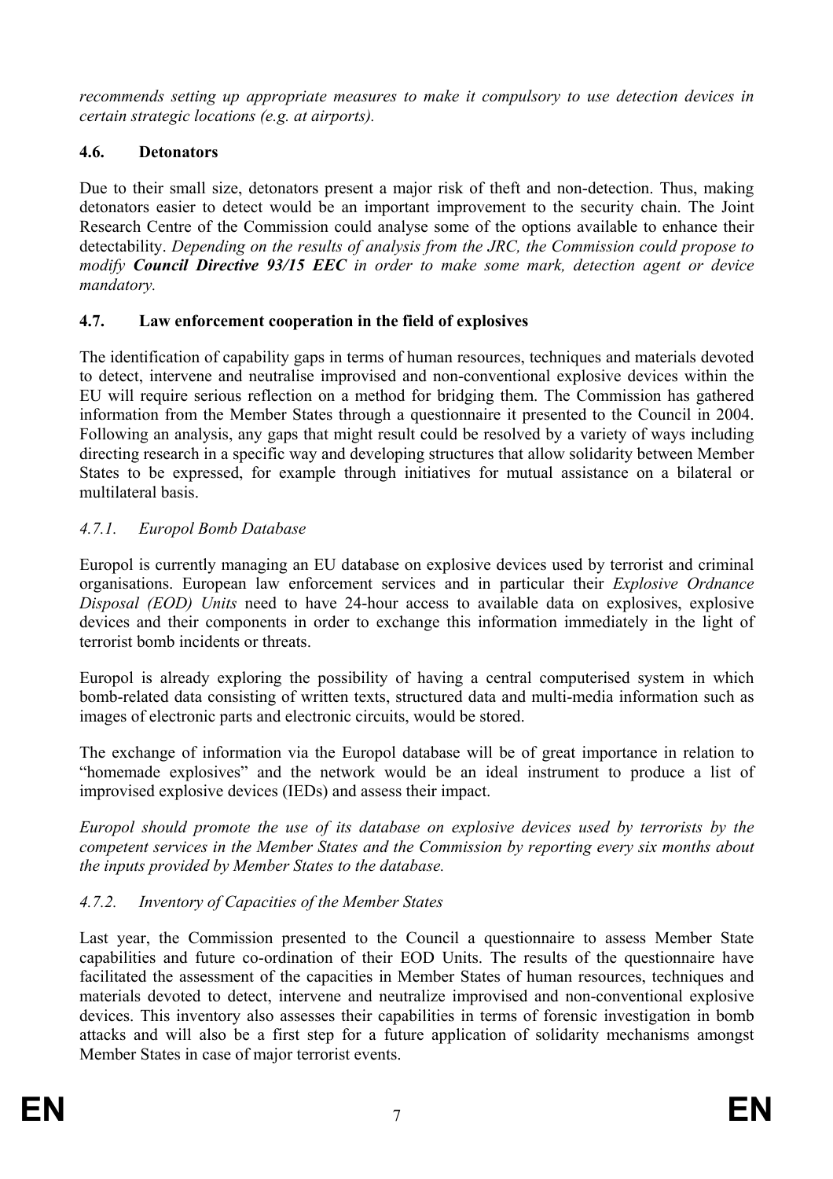*recommends setting up appropriate measures to make it compulsory to use detection devices in certain strategic locations (e.g. at airports).*

### 4.6. Detonators

Due to their small size, detonators present a major risk of theft and non-detection. Thus, making detonators easier to detect would be an important improvement to the security chain. The Joint Research Centre of the Commission could analyse some of the options available to enhance their detectability. *Depending on the results of analysis from the JRC, the Commission could propose to modify **Council Directive 93/15 EEC** in order to make some mark, detection agent or device mandatory.*

### 4.7. Law enforcement cooperation in the field of explosives

The identification of capability gaps in terms of human resources, techniques and materials devoted to detect, intervene and neutralise improvised and non-conventional explosive devices within the EU will require serious reflection on a method for bridging them. The Commission has gathered information from the Member States through a questionnaire it presented to the Council in 2004. Following an analysis, any gaps that might result could be resolved by a variety of ways including directing research in a specific way and developing structures that allow solidarity between Member States to be expressed, for example through initiatives for mutual assistance on a bilateral or multilateral basis.

#### *4.7.1. Europol Bomb Database*

Europol is currently managing an EU database on explosive devices used by terrorist and criminal organisations. European law enforcement services and in particular their *Explosive Ordnance Disposal (EOD) Units* need to have 24-hour access to available data on explosives, explosive devices and their components in order to exchange this information immediately in the light of terrorist bomb incidents or threats.

Europol is already exploring the possibility of having a central computerised system in which bomb-related data consisting of written texts, structured data and multi-media information such as images of electronic parts and electronic circuits, would be stored.

The exchange of information via the Europol database will be of great importance in relation to "homemade explosives" and the network would be an ideal instrument to produce a list of improvised explosive devices (IEDs) and assess their impact.

*Europol should promote the use of its database on explosive devices used by terrorists by the competent services in the Member States and the Commission by reporting every six months about the inputs provided by Member States to the database.*

#### *4.7.2. Inventory of Capacities of the Member States*

Last year, the Commission presented to the Council a questionnaire to assess Member State capabilities and future co-ordination of their EOD Units. The results of the questionnaire have facilitated the assessment of the capacities in Member States of human resources, techniques and materials devoted to detect, intervene and neutralize improvised and non-conventional explosive devices. This inventory also assesses their capabilities in terms of forensic investigation in bomb attacks and will also be a first step for a future application of solidarity mechanisms amongst Member States in case of major terrorist events.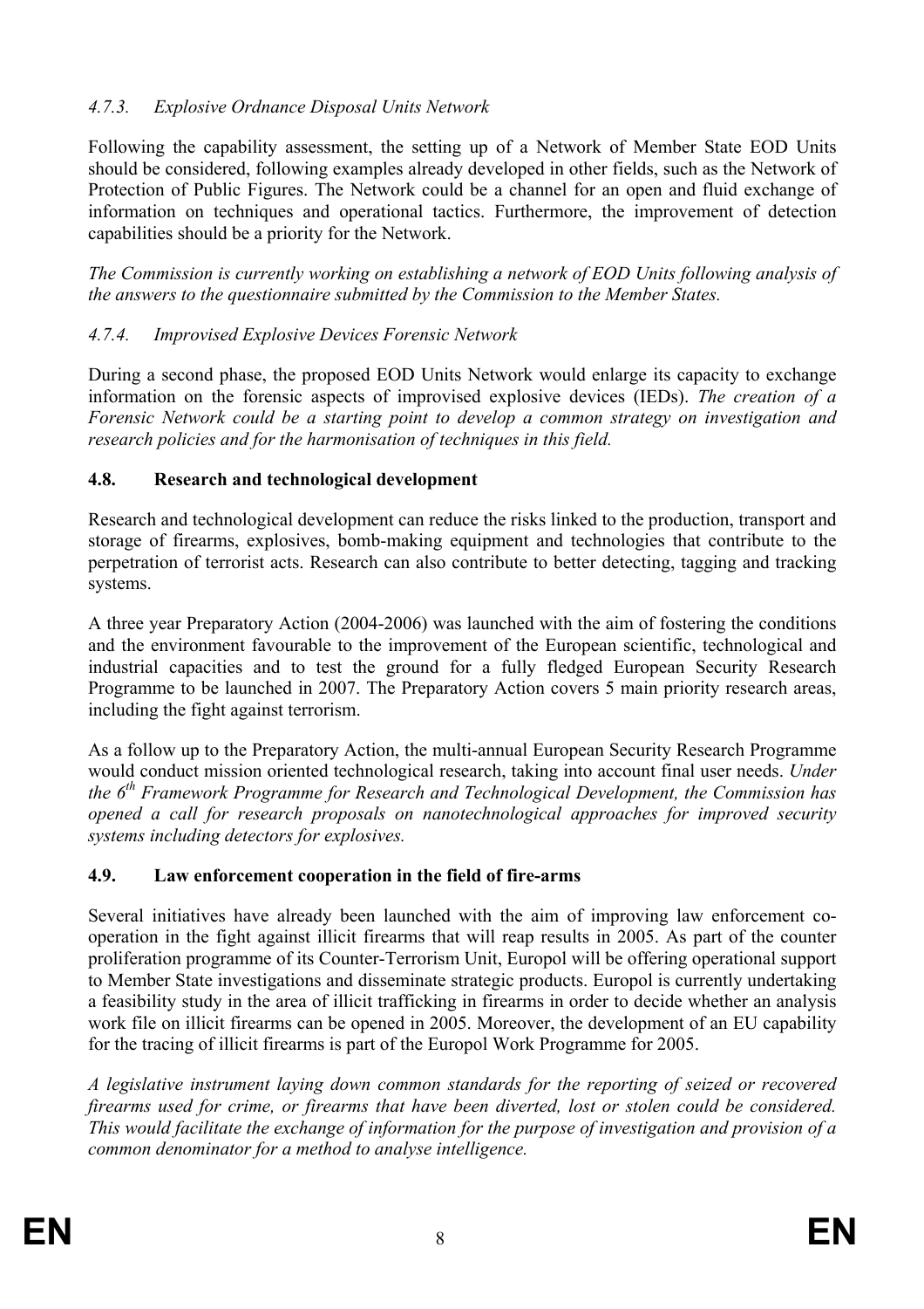#### 4.7.3. *Explosive Ordnance Disposal Units Network*

Following the capability assessment, the setting up of a Network of Member State EOD Units should be considered, following examples already developed in other fields, such as the Network of Protection of Public Figures. The Network could be a channel for an open and fluid exchange of information on techniques and operational tactics. Furthermore, the improvement of detection capabilities should be a priority for the Network.

*The Commission is currently working on establishing a network of EOD Units following analysis of the answers to the questionnaire submitted by the Commission to the Member States.*

#### 4.7.4. *Improvised Explosive Devices Forensic Network*

During a second phase, the proposed EOD Units Network would enlarge its capacity to exchange information on the forensic aspects of improvised explosive devices (IEDs). *The creation of a Forensic Network could be a starting point to develop a common strategy on investigation and research policies and for the harmonisation of techniques in this field.*

### 4.8. Research and technological development

Research and technological development can reduce the risks linked to the production, transport and storage of firearms, explosives, bomb-making equipment and technologies that contribute to the perpetration of terrorist acts. Research can also contribute to better detecting, tagging and tracking systems.

A three year Preparatory Action (2004-2006) was launched with the aim of fostering the conditions and the environment favourable to the improvement of the European scientific, technological and industrial capacities and to test the ground for a fully fledged European Security Research Programme to be launched in 2007. The Preparatory Action covers 5 main priority research areas, including the fight against terrorism.

As a follow up to the Preparatory Action, the multi-annual European Security Research Programme would conduct mission oriented technological research, taking into account final user needs. *Under the 6th Framework Programme for Research and Technological Development, the Commission has opened a call for research proposals on nanotechnological approaches for improved security systems including detectors for explosives.*

### 4.9. Law enforcement cooperation in the field of fire-arms

Several initiatives have already been launched with the aim of improving law enforcement co-operation in the fight against illicit firearms that will reap results in 2005. As part of the counter proliferation programme of its Counter-Terrorism Unit, Europol will be offering operational support to Member State investigations and disseminate strategic products. Europol is currently undertaking a feasibility study in the area of illicit trafficking in firearms in order to decide whether an analysis work file on illicit firearms can be opened in 2005. Moreover, the development of an EU capability for the tracing of illicit firearms is part of the Europol Work Programme for 2005.

*A legislative instrument laying down common standards for the reporting of seized or recovered firearms used for crime, or firearms that have been diverted, lost or stolen could be considered. This would facilitate the exchange of information for the purpose of investigation and provision of a common denominator for a method to analyse intelligence.*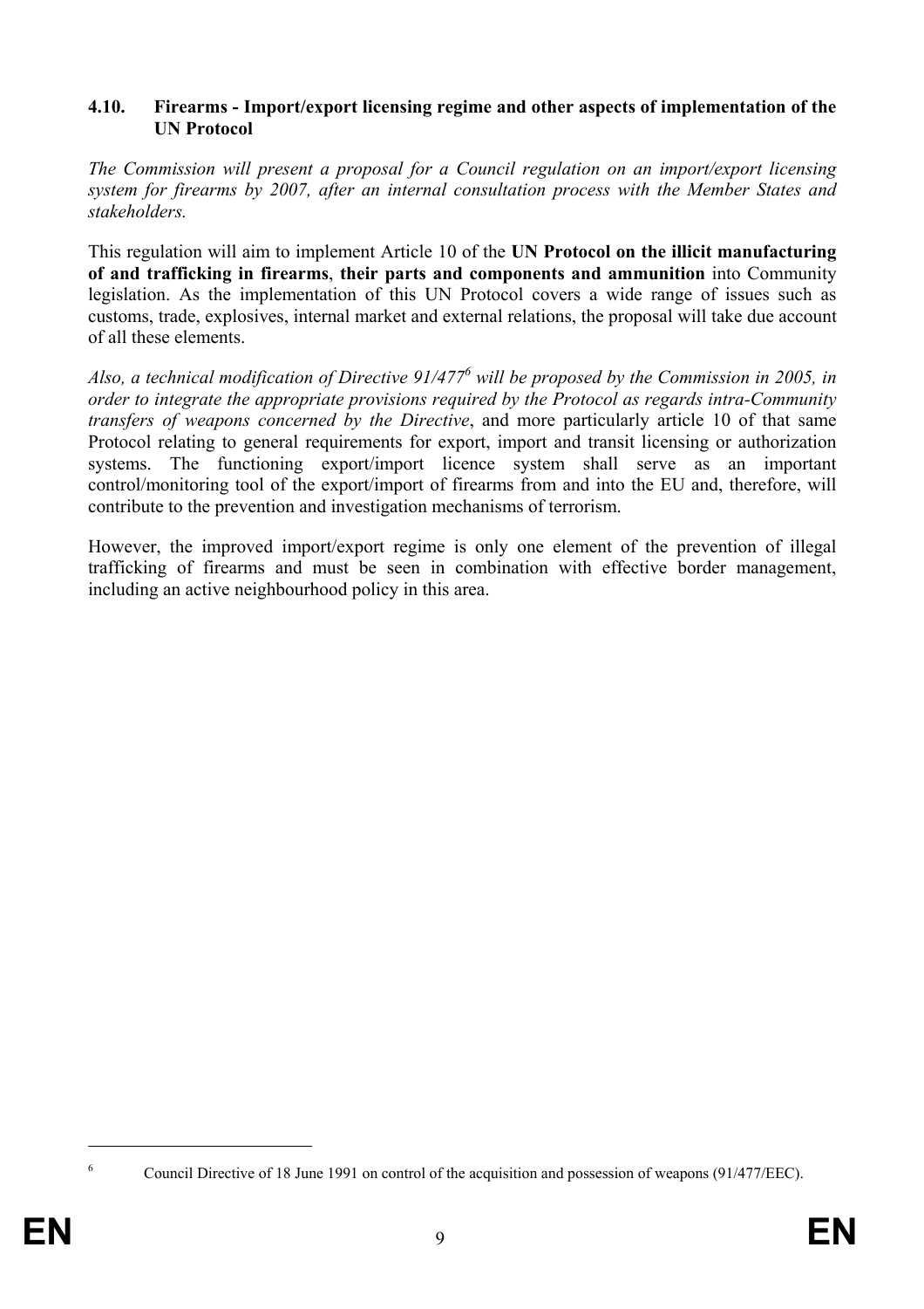### 4.10. Firearms - Import/export licensing regime and other aspects of implementation of the UN Protocol

*The Commission will present a proposal for a Council regulation on an import/export licensing system for firearms by 2007, after an internal consultation process with the Member States and stakeholders.*

This regulation will aim to implement Article 10 of the **UN Protocol on the illicit manufacturing of and trafficking in firearms**, **their parts and components and ammunition** into Community legislation. As the implementation of this UN Protocol covers a wide range of issues such as customs, trade, explosives, internal market and external relations, the proposal will take due account of all these elements.

*Also, a technical modification of Directive 91/477[6] will be proposed by the Commission in 2005, in order to integrate the appropriate provisions required by the Protocol as regards intra-Community transfers of weapons concerned by the Directive*, and more particularly article 10 of that same Protocol relating to general requirements for export, import and transit licensing or authorization systems. The functioning export/import licence system shall serve as an important control/monitoring tool of the export/import of firearms from and into the EU and, therefore, will contribute to the prevention and investigation mechanisms of terrorism.

However, the improved import/export regime is only one element of the prevention of illegal trafficking of firearms and must be seen in combination with effective border management, including an active neighbourhood policy in this area.

[6] Council Directive of 18 June 1991 on control of the acquisition and possession of weapons (91/477/EEC).